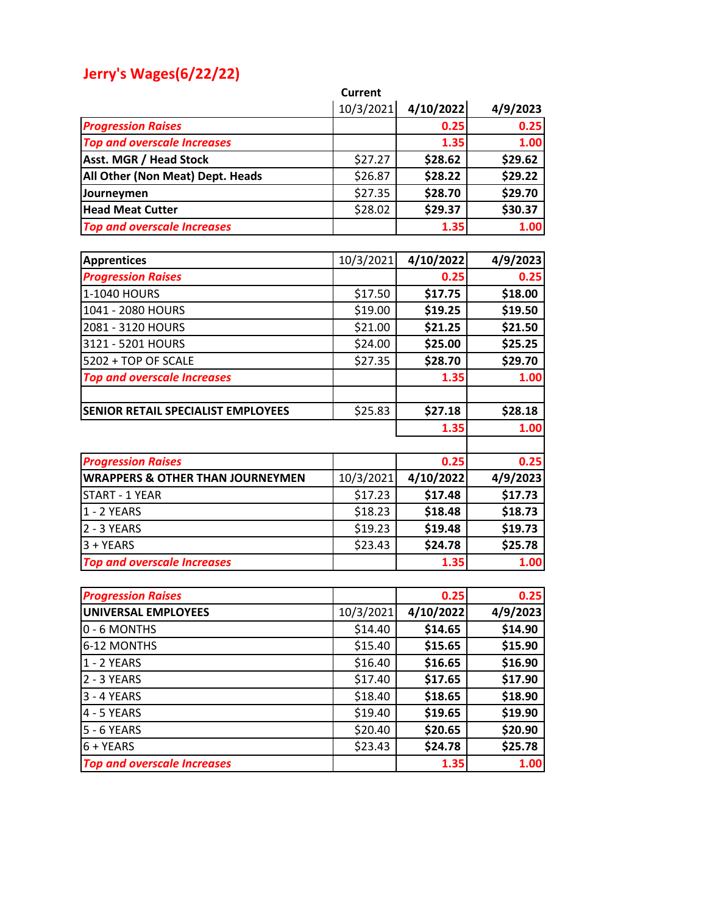# Jerry's Wages(6/22/22)

| | Current 10/3/2021 | 4/10/2022 | 4/9/2023 |
|---|---|---|---|
| ***Progression Raises*** | | 0.25 | 0.25 |
| ***Top and overscale Increases*** | | 1.35 | 1.00 |
| **Asst. MGR / Head Stock** | $27.27 | **$28.62** | **$29.62** |
| **All Other (Non Meat) Dept. Heads** | $26.87 | **$28.22** | **$29.22** |
| **Journeymen** | $27.35 | **$28.70** | **$29.70** |
| **Head Meat Cutter** | $28.02 | **$29.37** | **$30.37** |
| ***Top and overscale Increases*** | | 1.35 | 1.00 |

| **Apprentices** | 10/3/2021 | 4/10/2022 | 4/9/2023 |
|---|---|---|---|
| ***Progression Raises*** | | 0.25 | 0.25 |
| 1-1040 HOURS | $17.50 | **$17.75** | **$18.00** |
| 1041 - 2080 HOURS | $19.00 | **$19.25** | **$19.50** |
| 2081 - 3120 HOURS | $21.00 | **$21.25** | **$21.50** |
| 3121 - 5201 HOURS | $24.00 | **$25.00** | **$25.25** |
| 5202 + TOP OF SCALE | $27.35 | **$28.70** | **$29.70** |
| ***Top and overscale Increases*** | | 1.35 | 1.00 |
| | | | |
| **SENIOR RETAIL SPECIALIST EMPLOYEES** | $25.83 | **$27.18** | **$28.18** |
| | | 1.35 | 1.00 |

| ***Progression Raises*** | | 0.25 | 0.25 |
|---|---|---|---|
| **WRAPPERS & OTHER THAN JOURNEYMEN** | 10/3/2021 | 4/10/2022 | 4/9/2023 |
| START - 1 YEAR | $17.23 | **$17.48** | **$17.73** |
| 1 - 2 YEARS | $18.23 | **$18.48** | **$18.73** |
| 2 - 3 YEARS | $19.23 | **$19.48** | **$19.73** |
| 3 + YEARS | $23.43 | **$24.78** | **$25.78** |
| ***Top and overscale Increases*** | | 1.35 | 1.00 |

| ***Progression Raises*** | | 0.25 | 0.25 |
|---|---|---|---|
| **UNIVERSAL EMPLOYEES** | 10/3/2021 | 4/10/2022 | 4/9/2023 |
| 0 - 6 MONTHS | $14.40 | **$14.65** | **$14.90** |
| 6-12 MONTHS | $15.40 | **$15.65** | **$15.90** |
| 1 - 2 YEARS | $16.40 | **$16.65** | **$16.90** |
| 2 - 3 YEARS | $17.40 | **$17.65** | **$17.90** |
| 3 - 4 YEARS | $18.40 | **$18.65** | **$18.90** |
| 4 - 5 YEARS | $19.40 | **$19.65** | **$19.90** |
| 5 - 6 YEARS | $20.40 | **$20.65** | **$20.90** |
| 6 + YEARS | $23.43 | **$24.78** | **$25.78** |
| ***Top and overscale Increases*** | | 1.35 | 1.00 |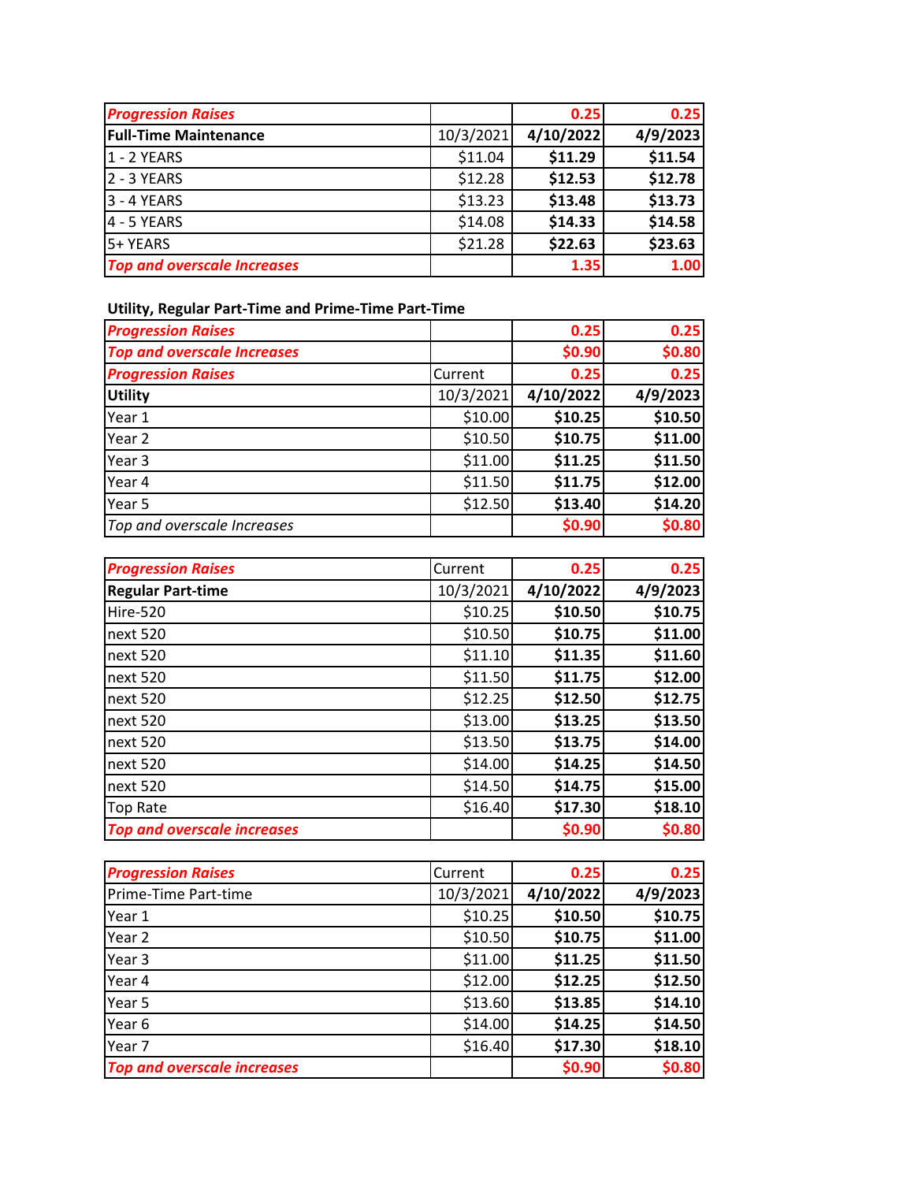| | | | |
|---|---|---|---|
| ***Progression Raises*** | | 0.25 | 0.25 |
| **Full-Time Maintenance** | 10/3/2021 | **4/10/2022** | **4/9/2023** |
| 1 - 2 YEARS | $11.04 | **$11.29** | **$11.54** |
| 2 - 3 YEARS | $12.28 | **$12.53** | **$12.78** |
| 3 - 4 YEARS | $13.23 | **$13.48** | **$13.73** |
| 4 - 5 YEARS | $14.08 | **$14.33** | **$14.58** |
| 5+ YEARS | $21.28 | **$22.63** | **$23.63** |
| ***Top and overscale Increases*** | | 1.35 | 1.00 |

**Utility, Regular Part-Time and Prime-Time Part-Time**

| | | | |
|---|---|---|---|
| ***Progression Raises*** | | 0.25 | 0.25 |
| ***Top and overscale Increases*** | | $0.90 | $0.80 |
| ***Progression Raises*** | Current | 0.25 | 0.25 |
| **Utility** | 10/3/2021 | **4/10/2022** | **4/9/2023** |
| Year 1 | $10.00 | **$10.25** | **$10.50** |
| Year 2 | $10.50 | **$10.75** | **$11.00** |
| Year 3 | $11.00 | **$11.25** | **$11.50** |
| Year 4 | $11.50 | **$11.75** | **$12.00** |
| Year 5 | $12.50 | **$13.40** | **$14.20** |
| *Top and overscale Increases* | | $0.90 | $0.80 |

| | | | |
|---|---|---|---|
| ***Progression Raises*** | Current | 0.25 | 0.25 |
| **Regular Part-time** | 10/3/2021 | **4/10/2022** | **4/9/2023** |
| Hire-520 | $10.25 | **$10.50** | **$10.75** |
| next 520 | $10.50 | **$10.75** | **$11.00** |
| next 520 | $11.10 | **$11.35** | **$11.60** |
| next 520 | $11.50 | **$11.75** | **$12.00** |
| next 520 | $12.25 | **$12.50** | **$12.75** |
| next 520 | $13.00 | **$13.25** | **$13.50** |
| next 520 | $13.50 | **$13.75** | **$14.00** |
| next 520 | $14.00 | **$14.25** | **$14.50** |
| next 520 | $14.50 | **$14.75** | **$15.00** |
| Top Rate | $16.40 | **$17.30** | **$18.10** |
| ***Top and overscale increases*** | | $0.90 | $0.80 |

| | | | |
|---|---|---|---|
| ***Progression Raises*** | Current | 0.25 | 0.25 |
| Prime-Time Part-time | 10/3/2021 | **4/10/2022** | **4/9/2023** |
| Year 1 | $10.25 | **$10.50** | **$10.75** |
| Year 2 | $10.50 | **$10.75** | **$11.00** |
| Year 3 | $11.00 | **$11.25** | **$11.50** |
| Year 4 | $12.00 | **$12.25** | **$12.50** |
| Year 5 | $13.60 | **$13.85** | **$14.10** |
| Year 6 | $14.00 | **$14.25** | **$14.50** |
| Year 7 | $16.40 | **$17.30** | **$18.10** |
| ***Top and overscale increases*** | | $0.90 | $0.80 |